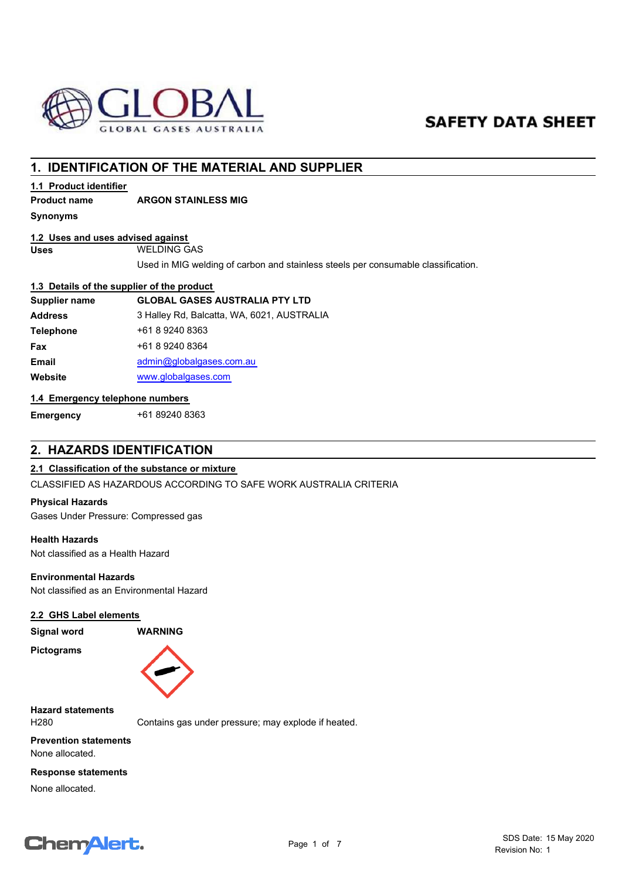GLOBAL
GLOBAL GASES AUSTRALIA

# SAFETY DATA SHEET

## 1. IDENTIFICATION OF THE MATERIAL AND SUPPLIER

### 1.1 Product identifier

**Product name** **ARGON STAINLESS MIG**

**Synonyms**

### 1.2 Uses and uses advised against

**Uses** WELDING GAS

Used in MIG welding of carbon and stainless steels per consumable classification.

### 1.3 Details of the supplier of the product

| | |
|---|---|
| **Supplier name** | **GLOBAL GASES AUSTRALIA PTY LTD** |
| **Address** | 3 Halley Rd, Balcatta, WA, 6021, AUSTRALIA |
| **Telephone** | +61 8 9240 8363 |
| **Fax** | +61 8 9240 8364 |
| **Email** | admin@globalgases.com.au |
| **Website** | www.globalgases.com |

### 1.4 Emergency telephone numbers

**Emergency** +61 89240 8363

## 2. HAZARDS IDENTIFICATION

### 2.1 Classification of the substance or mixture

CLASSIFIED AS HAZARDOUS ACCORDING TO SAFE WORK AUSTRALIA CRITERIA

**Physical Hazards**

Gases Under Pressure: Compressed gas

**Health Hazards**

Not classified as a Health Hazard

**Environmental Hazards**

Not classified as an Environmental Hazard

### 2.2 GHS Label elements

**Signal word** **WARNING**

**Pictograms**

**Hazard statements**

H280 Contains gas under pressure; may explode if heated.

**Prevention statements**

None allocated.

**Response statements**

None allocated.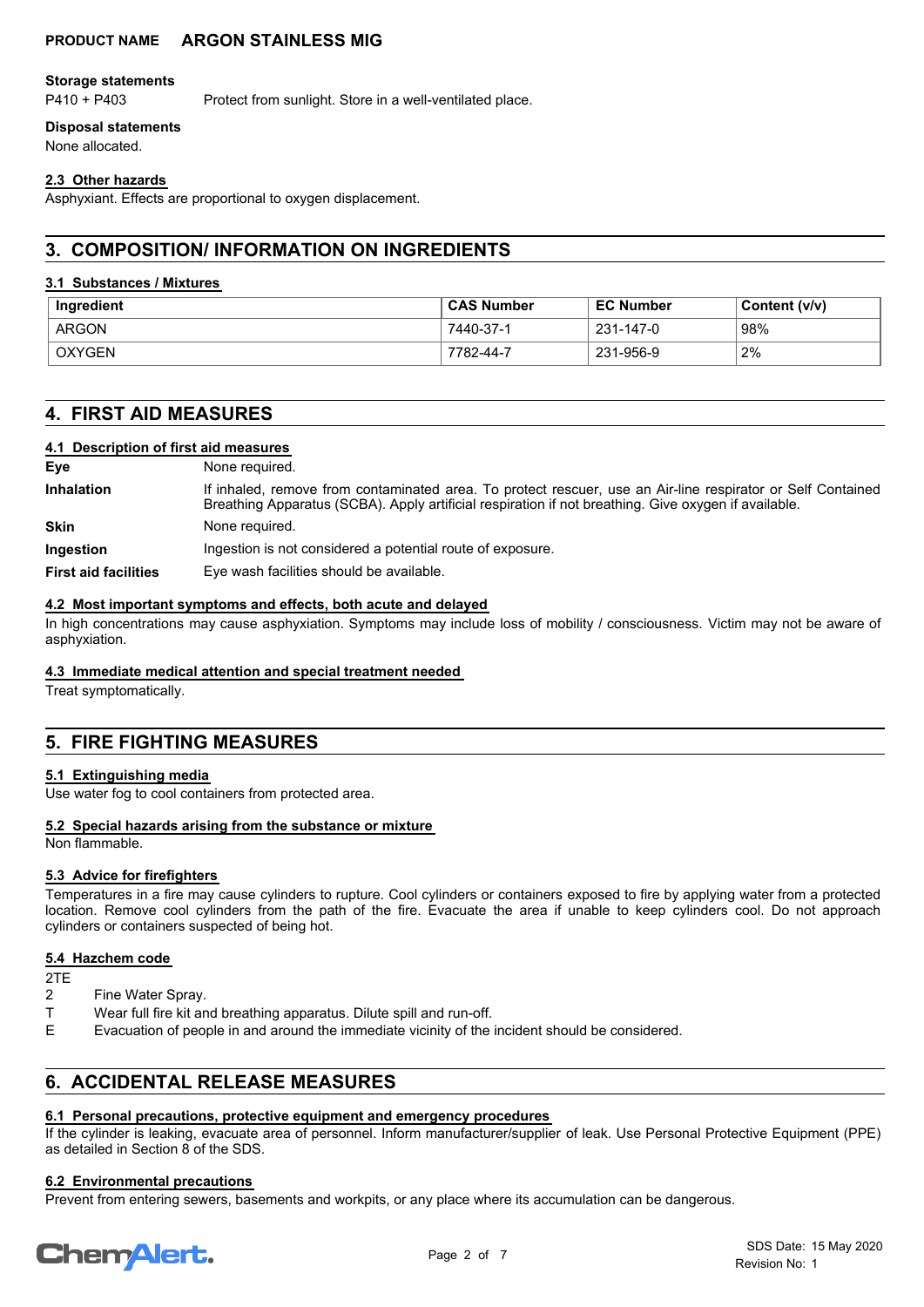**Storage statements**

P410 + P403 Protect from sunlight. Store in a well-ventilated place.

**Disposal statements**

None allocated.

### 2.3 Other hazards

Asphyxiant. Effects are proportional to oxygen displacement.

## 3. COMPOSITION/ INFORMATION ON INGREDIENTS

### 3.1 Substances / Mixtures

| Ingredient | CAS Number | EC Number | Content (v/v) |
|---|---|---|---|
| ARGON | 7440-37-1 | 231-147-0 | 98% |
| OXYGEN | 7782-44-7 | 231-956-9 | 2% |

## 4. FIRST AID MEASURES

### 4.1 Description of first aid measures

**Eye** None required.

**Inhalation** If inhaled, remove from contaminated area. To protect rescuer, use an Air-line respirator or Self Contained Breathing Apparatus (SCBA). Apply artificial respiration if not breathing. Give oxygen if available.

**Skin** None required.

**Ingestion** Ingestion is not considered a potential route of exposure.

**First aid facilities** Eye wash facilities should be available.

### 4.2 Most important symptoms and effects, both acute and delayed

In high concentrations may cause asphyxiation. Symptoms may include loss of mobility / consciousness. Victim may not be aware of asphyxiation.

### 4.3 Immediate medical attention and special treatment needed

Treat symptomatically.

## 5. FIRE FIGHTING MEASURES

### 5.1 Extinguishing media

Use water fog to cool containers from protected area.

### 5.2 Special hazards arising from the substance or mixture

Non flammable.

### 5.3 Advice for firefighters

Temperatures in a fire may cause cylinders to rupture. Cool cylinders or containers exposed to fire by applying water from a protected location. Remove cool cylinders from the path of the fire. Evacuate the area if unable to keep cylinders cool. Do not approach cylinders or containers suspected of being hot.

### 5.4 Hazchem code

2TE

2 Fine Water Spray.

T Wear full fire kit and breathing apparatus. Dilute spill and run-off.

E Evacuation of people in and around the immediate vicinity of the incident should be considered.

## 6. ACCIDENTAL RELEASE MEASURES

### 6.1 Personal precautions, protective equipment and emergency procedures

If the cylinder is leaking, evacuate area of personnel. Inform manufacturer/supplier of leak. Use Personal Protective Equipment (PPE) as detailed in Section 8 of the SDS.

### 6.2 Environmental precautions

Prevent from entering sewers, basements and workpits, or any place where its accumulation can be dangerous.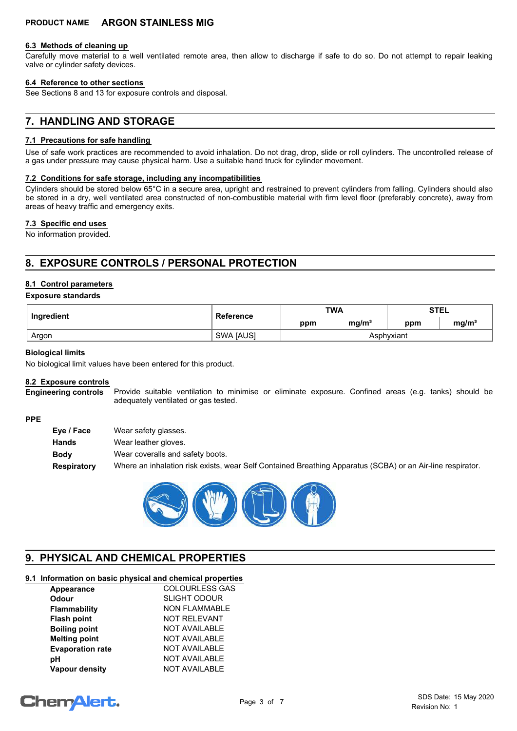### 6.3 Methods of cleaning up

Carefully move material to a well ventilated remote area, then allow to discharge if safe to do so. Do not attempt to repair leaking valve or cylinder safety devices.

### 6.4 Reference to other sections

See Sections 8 and 13 for exposure controls and disposal.

## 7. HANDLING AND STORAGE

### 7.1 Precautions for safe handling

Use of safe work practices are recommended to avoid inhalation. Do not drag, drop, slide or roll cylinders. The uncontrolled release of a gas under pressure may cause physical harm. Use a suitable hand truck for cylinder movement.

### 7.2 Conditions for safe storage, including any incompatibilities

Cylinders should be stored below 65°C in a secure area, upright and restrained to prevent cylinders from falling. Cylinders should also be stored in a dry, well ventilated area constructed of non-combustible material with firm level floor (preferably concrete), away from areas of heavy traffic and emergency exits.

### 7.3 Specific end uses

No information provided.

## 8. EXPOSURE CONTROLS / PERSONAL PROTECTION

### 8.1 Control parameters

**Exposure standards**

| Ingredient | Reference | TWA | | STEL | |
|---|---|---|---|---|---|
| | | ppm | mg/m³ | ppm | mg/m³ |
| Argon | SWA [AUS] | Asphyxiant | | | |

**Biological limits**

No biological limit values have been entered for this product.

### 8.2 Exposure controls

**Engineering controls** Provide suitable ventilation to minimise or eliminate exposure. Confined areas (e.g. tanks) should be adequately ventilated or gas tested.

**PPE**

- **Eye / Face** Wear safety glasses.
- **Hands** Wear leather gloves.
- **Body** Wear coveralls and safety boots.
- **Respiratory** Where an inhalation risk exists, wear Self Contained Breathing Apparatus (SCBA) or an Air-line respirator.

## 9. PHYSICAL AND CHEMICAL PROPERTIES

### 9.1 Information on basic physical and chemical properties

| | |
|---|---|
| **Appearance** | COLOURLESS GAS |
| **Odour** | SLIGHT ODOUR |
| **Flammability** | NON FLAMMABLE |
| **Flash point** | NOT RELEVANT |
| **Boiling point** | NOT AVAILABLE |
| **Melting point** | NOT AVAILABLE |
| **Evaporation rate** | NOT AVAILABLE |
| **pH** | NOT AVAILABLE |
| **Vapour density** | NOT AVAILABLE |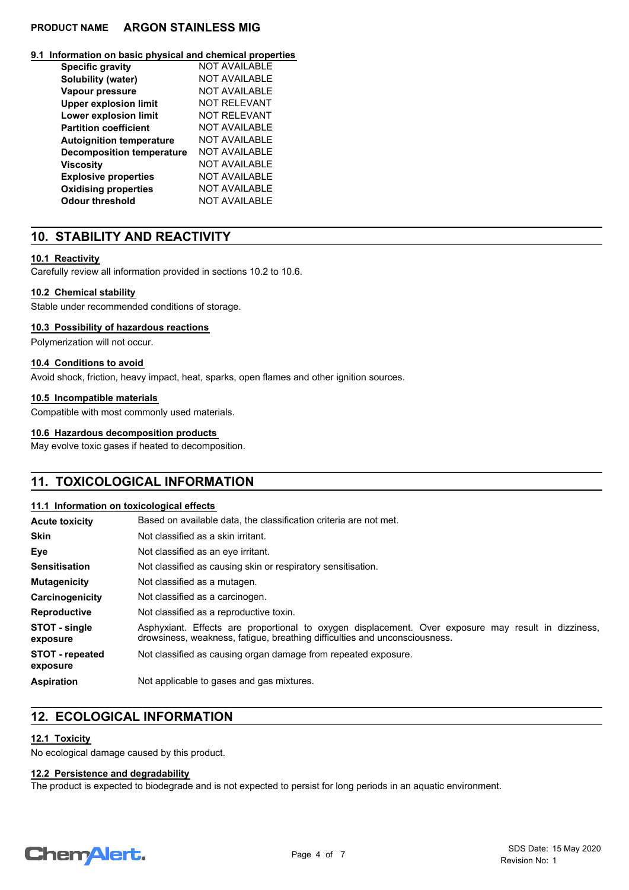### 9.1 Information on basic physical and chemical properties

| | |
|---|---|
| **Specific gravity** | NOT AVAILABLE |
| **Solubility (water)** | NOT AVAILABLE |
| **Vapour pressure** | NOT AVAILABLE |
| **Upper explosion limit** | NOT RELEVANT |
| **Lower explosion limit** | NOT RELEVANT |
| **Partition coefficient** | NOT AVAILABLE |
| **Autoignition temperature** | NOT AVAILABLE |
| **Decomposition temperature** | NOT AVAILABLE |
| **Viscosity** | NOT AVAILABLE |
| **Explosive properties** | NOT AVAILABLE |
| **Oxidising properties** | NOT AVAILABLE |
| **Odour threshold** | NOT AVAILABLE |

## 10. STABILITY AND REACTIVITY

### 10.1 Reactivity

Carefully review all information provided in sections 10.2 to 10.6.

### 10.2 Chemical stability

Stable under recommended conditions of storage.

### 10.3 Possibility of hazardous reactions

Polymerization will not occur.

### 10.4 Conditions to avoid

Avoid shock, friction, heavy impact, heat, sparks, open flames and other ignition sources.

### 10.5 Incompatible materials

Compatible with most commonly used materials.

### 10.6 Hazardous decomposition products

May evolve toxic gases if heated to decomposition.

## 11. TOXICOLOGICAL INFORMATION

### 11.1 Information on toxicological effects

| | |
|---|---|
| **Acute toxicity** | Based on available data, the classification criteria are not met. |
| **Skin** | Not classified as a skin irritant. |
| **Eye** | Not classified as an eye irritant. |
| **Sensitisation** | Not classified as causing skin or respiratory sensitisation. |
| **Mutagenicity** | Not classified as a mutagen. |
| **Carcinogenicity** | Not classified as a carcinogen. |
| **Reproductive** | Not classified as a reproductive toxin. |
| **STOT - single exposure** | Asphyxiant. Effects are proportional to oxygen displacement. Over exposure may result in dizziness, drowsiness, weakness, fatigue, breathing difficulties and unconsciousness. |
| **STOT - repeated exposure** | Not classified as causing organ damage from repeated exposure. |
| **Aspiration** | Not applicable to gases and gas mixtures. |

## 12. ECOLOGICAL INFORMATION

### 12.1 Toxicity

No ecological damage caused by this product.

### 12.2 Persistence and degradability

The product is expected to biodegrade and is not expected to persist for long periods in an aquatic environment.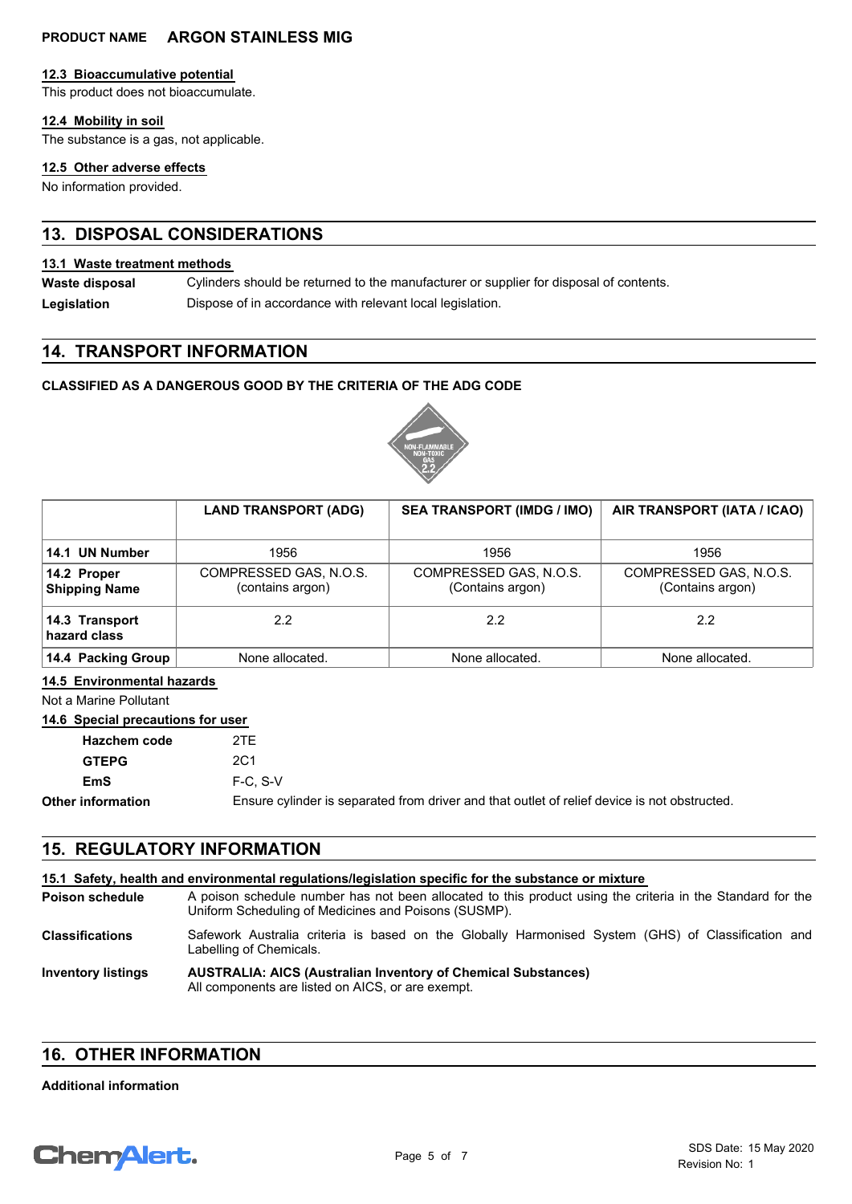### 12.3 Bioaccumulative potential

This product does not bioaccumulate.

### 12.4 Mobility in soil

The substance is a gas, not applicable.

### 12.5 Other adverse effects

No information provided.

## 13. DISPOSAL CONSIDERATIONS

### 13.1 Waste treatment methods

**Waste disposal** Cylinders should be returned to the manufacturer or supplier for disposal of contents.

**Legislation** Dispose of in accordance with relevant local legislation.

## 14. TRANSPORT INFORMATION

**CLASSIFIED AS A DANGEROUS GOOD BY THE CRITERIA OF THE ADG CODE**

NON-FLAMMABLE NON-TOXIC GAS 2.2

| | LAND TRANSPORT (ADG) | SEA TRANSPORT (IMDG / IMO) | AIR TRANSPORT (IATA / ICAO) |
|---|---|---|---|
| 14.1 UN Number | 1956 | 1956 | 1956 |
| 14.2 Proper Shipping Name | COMPRESSED GAS, N.O.S. (contains argon) | COMPRESSED GAS, N.O.S. (Contains argon) | COMPRESSED GAS, N.O.S. (Contains argon) |
| 14.3 Transport hazard class | 2.2 | 2.2 | 2.2 |
| 14.4 Packing Group | None allocated. | None allocated. | None allocated. |

### 14.5 Environmental hazards

Not a Marine Pollutant

### 14.6 Special precautions for user

**Hazchem code** 2TE

**GTEPG** 2C1

**EmS** F-C, S-V

**Other information** Ensure cylinder is separated from driver and that outlet of relief device is not obstructed.

## 15. REGULATORY INFORMATION

### 15.1 Safety, health and environmental regulations/legislation specific for the substance or mixture

**Poison schedule** A poison schedule number has not been allocated to this product using the criteria in the Standard for the Uniform Scheduling of Medicines and Poisons (SUSMP).

**Classifications** Safework Australia criteria is based on the Globally Harmonised System (GHS) of Classification and Labelling of Chemicals.

**Inventory listings** **AUSTRALIA: AICS (Australian Inventory of Chemical Substances)**
All components are listed on AICS, or are exempt.

## 16. OTHER INFORMATION

**Additional information**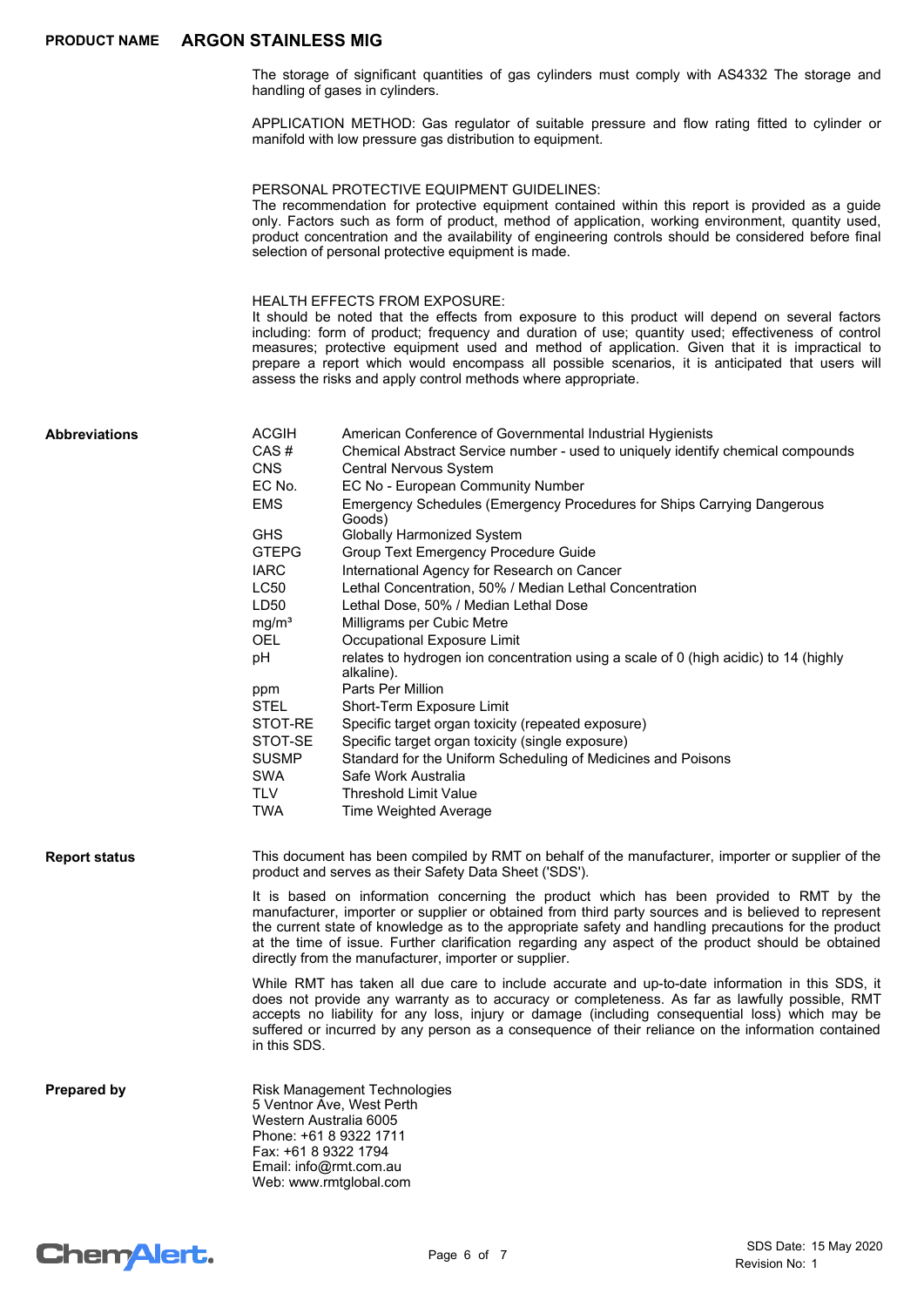The storage of significant quantities of gas cylinders must comply with AS4332 The storage and handling of gases in cylinders.

APPLICATION METHOD: Gas regulator of suitable pressure and flow rating fitted to cylinder or manifold with low pressure gas distribution to equipment.

PERSONAL PROTECTIVE EQUIPMENT GUIDELINES:
The recommendation for protective equipment contained within this report is provided as a guide only. Factors such as form of product, method of application, working environment, quantity used, product concentration and the availability of engineering controls should be considered before final selection of personal protective equipment is made.

HEALTH EFFECTS FROM EXPOSURE:
It should be noted that the effects from exposure to this product will depend on several factors including: form of product; frequency and duration of use; quantity used; effectiveness of control measures; protective equipment used and method of application. Given that it is impractical to prepare a report which would encompass all possible scenarios, it is anticipated that users will assess the risks and apply control methods where appropriate.

**Abbreviations**

| | |
|---|---|
| ACGIH | American Conference of Governmental Industrial Hygienists |
| CAS # | Chemical Abstract Service number - used to uniquely identify chemical compounds |
| CNS | Central Nervous System |
| EC No. | EC No - European Community Number |
| EMS | Emergency Schedules (Emergency Procedures for Ships Carrying Dangerous Goods) |
| GHS | Globally Harmonized System |
| GTEPG | Group Text Emergency Procedure Guide |
| IARC | International Agency for Research on Cancer |
| LC50 | Lethal Concentration, 50% / Median Lethal Concentration |
| LD50 | Lethal Dose, 50% / Median Lethal Dose |
| $mg/m^3$ | Milligrams per Cubic Metre |
| OEL | Occupational Exposure Limit |
| pH | relates to hydrogen ion concentration using a scale of 0 (high acidic) to 14 (highly alkaline). |
| ppm | Parts Per Million |
| STEL | Short-Term Exposure Limit |
| STOT-RE | Specific target organ toxicity (repeated exposure) |
| STOT-SE | Specific target organ toxicity (single exposure) |
| SUSMP | Standard for the Uniform Scheduling of Medicines and Poisons |
| SWA | Safe Work Australia |
| TLV | Threshold Limit Value |
| TWA | Time Weighted Average |

**Report status**

This document has been compiled by RMT on behalf of the manufacturer, importer or supplier of the product and serves as their Safety Data Sheet ('SDS').

It is based on information concerning the product which has been provided to RMT by the manufacturer, importer or supplier or obtained from third party sources and is believed to represent the current state of knowledge as to the appropriate safety and handling precautions for the product at the time of issue. Further clarification regarding any aspect of the product should be obtained directly from the manufacturer, importer or supplier.

While RMT has taken all due care to include accurate and up-to-date information in this SDS, it does not provide any warranty as to accuracy or completeness. As far as lawfully possible, RMT accepts no liability for any loss, injury or damage (including consequential loss) which may be suffered or incurred by any person as a consequence of their reliance on the information contained in this SDS.

**Prepared by**

Risk Management Technologies
5 Ventnor Ave, West Perth
Western Australia 6005
Phone: +61 8 9322 1711
Fax: +61 8 9322 1794
Email: info@rmt.com.au
Web: www.rmtglobal.com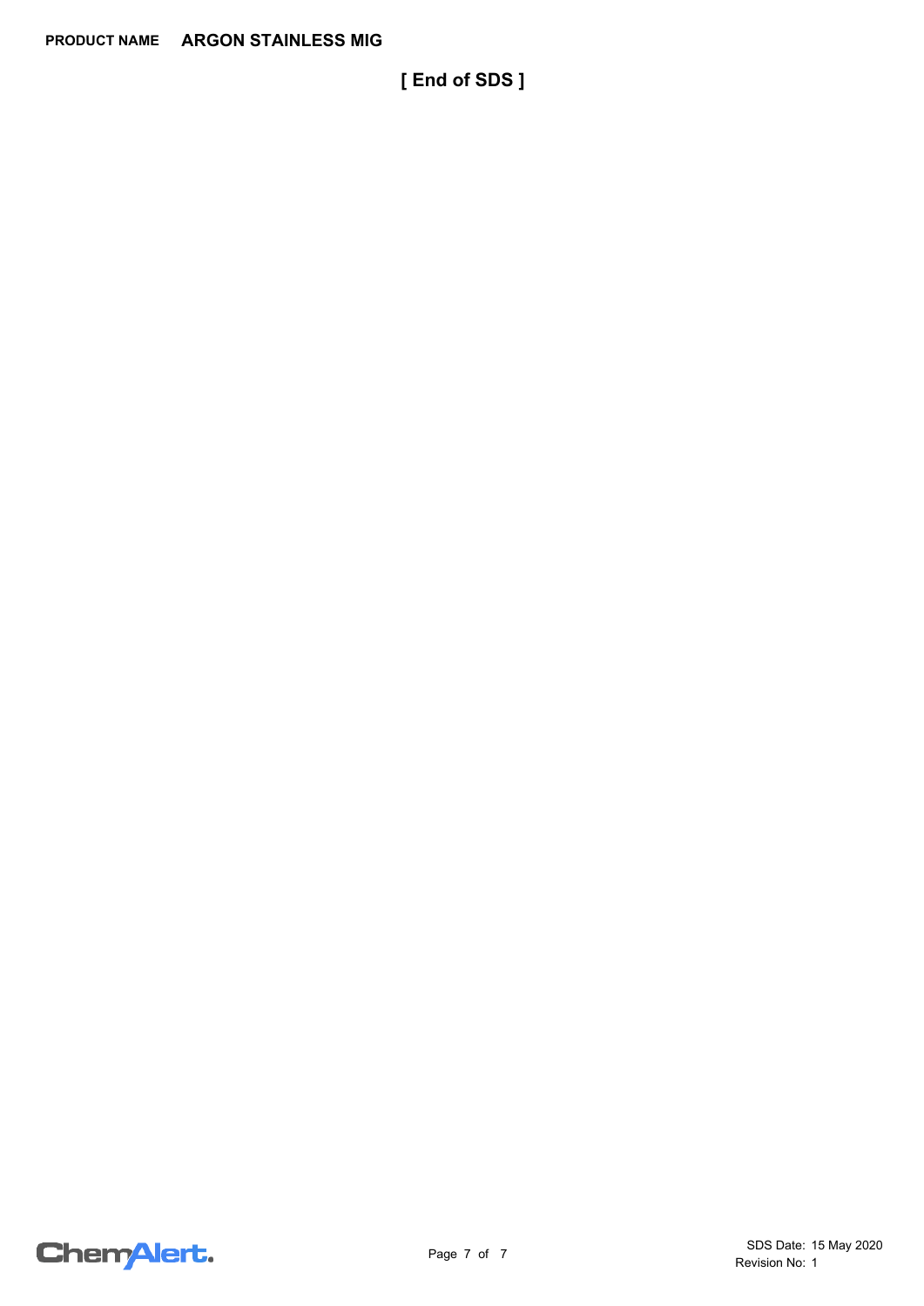[ End of SDS ]